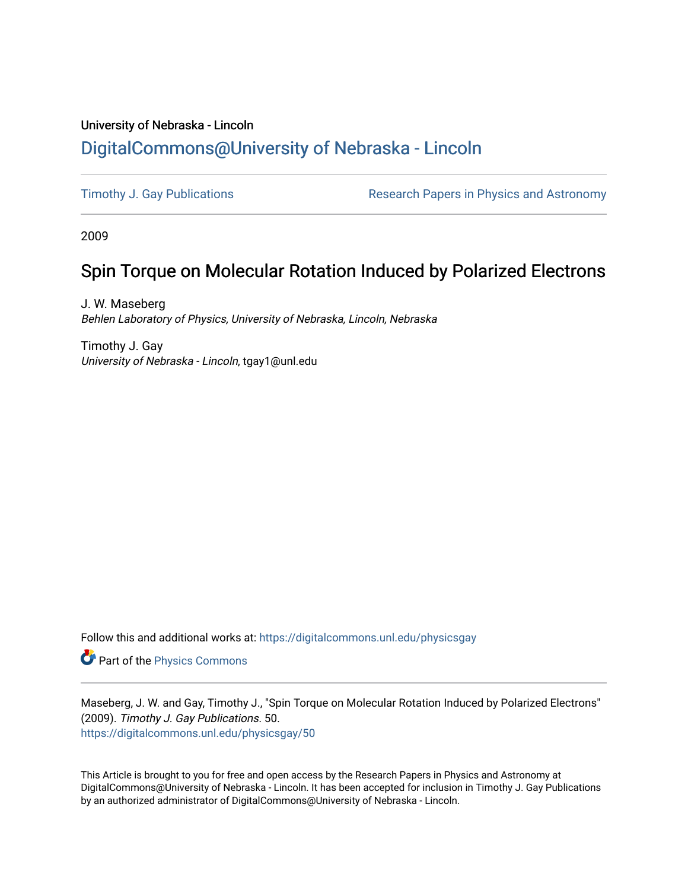University of Nebraska - Lincoln

# DigitalCommons@University of Nebraska - Lincoln

Timothy J. Gay Publications

Research Papers in Physics and Astronomy

2009

## Spin Torque on Molecular Rotation Induced by Polarized Electrons

J. W. Maseberg
*Behlen Laboratory of Physics, University of Nebraska, Lincoln, Nebraska*

Timothy J. Gay
*University of Nebraska - Lincoln*, tgay1@unl.edu

Follow this and additional works at: https://digitalcommons.unl.edu/physicsgay

Part of the Physics Commons

Maseberg, J. W. and Gay, Timothy J., "Spin Torque on Molecular Rotation Induced by Polarized Electrons" (2009). *Timothy J. Gay Publications*. 50.
https://digitalcommons.unl.edu/physicsgay/50

This Article is brought to you for free and open access by the Research Papers in Physics and Astronomy at DigitalCommons@University of Nebraska - Lincoln. It has been accepted for inclusion in Timothy J. Gay Publications by an authorized administrator of DigitalCommons@University of Nebraska - Lincoln.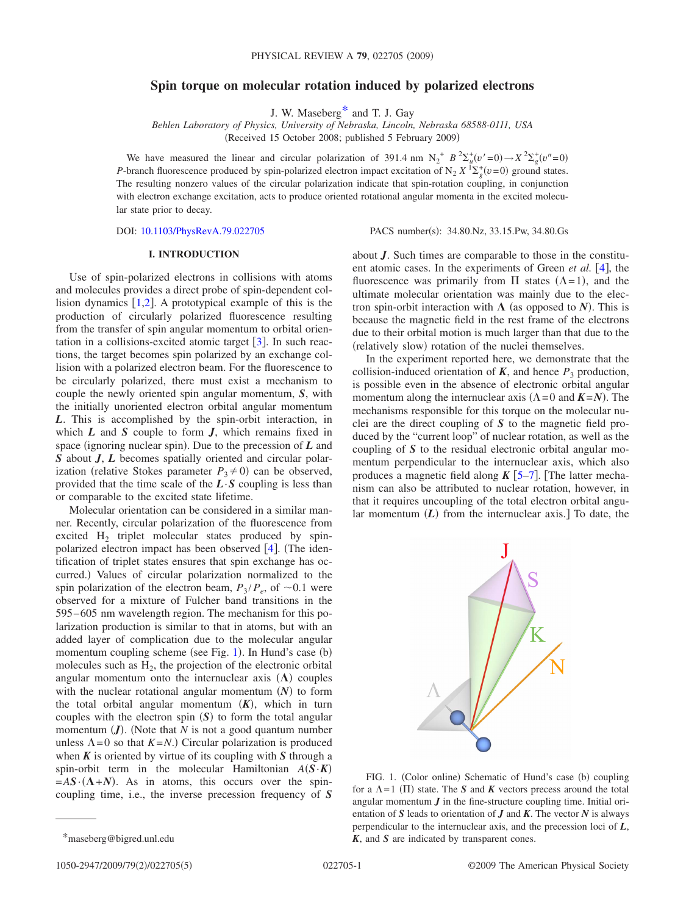# Spin torque on molecular rotation induced by polarized electrons

J. W. Maseberg* and T. J. Gay

*Behlen Laboratory of Physics, University of Nebraska, Lincoln, Nebraska 68588-0111, USA*

(Received 15 October 2008; published 5 February 2009)

We have measured the linear and circular polarization of 391.4 nm $N_2^+$ $B\,^2\Sigma_u^+(v'=0)\rightarrow X\,^2\Sigma_g^+(v''=0)$ $P$-branch fluorescence produced by spin-polarized electron impact excitation of $N_2$ $X\,^1\Sigma_g^+(v=0)$ ground states. The resulting nonzero values of the circular polarization indicate that spin-rotation coupling, in conjunction with electron exchange excitation, acts to produce oriented rotational angular momenta in the excited molecular state prior to decay.

DOI: 10.1103/PhysRevA.79.022705 PACS number(s): 34.80.Nz, 33.15.Pw, 34.80.Gs

## I. INTRODUCTION

Use of spin-polarized electrons in collisions with atoms and molecules provides a direct probe of spin-dependent collision dynamics [1,2]. A prototypical example of this is the production of circularly polarized fluorescence resulting from the transfer of spin angular momentum to orbital orientation in a collisions-excited atomic target [3]. In such reactions, the target becomes spin polarized by an exchange collision with a polarized electron beam. For the fluorescence to be circularly polarized, there must exist a mechanism to couple the newly oriented spin angular momentum, $\boldsymbol{S}$, with the initially unoriented electron orbital angular momentum $\boldsymbol{L}$. This is accomplished by the spin-orbit interaction, in which $\boldsymbol{L}$ and $\boldsymbol{S}$ couple to form $\boldsymbol{J}$, which remains fixed in space (ignoring nuclear spin). Due to the precession of $\boldsymbol{L}$ and $\boldsymbol{S}$ about $\boldsymbol{J}$, $\boldsymbol{L}$ becomes spatially oriented and circular polarization (relative Stokes parameter $P_3\neq 0$) can be observed, provided that the time scale of the $\boldsymbol{L}\cdot\boldsymbol{S}$ coupling is less than or comparable to the excited state lifetime.

Molecular orientation can be considered in a similar manner. Recently, circular polarization of the fluorescence from excited $H_2$ triplet molecular states produced by spin-polarized electron impact has been observed [4]. (The identification of triplet states ensures that spin exchange has occurred.) Values of circular polarization normalized to the spin polarization of the electron beam, $P_3/P_e$, of ~0.1 were observed for a mixture of Fulcher band transitions in the 595–605 nm wavelength region. The mechanism for this polarization production is similar to that in atoms, but with an added layer of complication due to the molecular angular momentum coupling scheme (see Fig. 1). In Hund's case (b) molecules such as $H_2$, the projection of the electronic orbital angular momentum onto the internuclear axis ($\boldsymbol{\Lambda}$) couples with the nuclear rotational angular momentum ($\boldsymbol{N}$) to form the total orbital angular momentum ($\boldsymbol{K}$), which in turn couples with the electron spin ($\boldsymbol{S}$) to form the total angular momentum ($\boldsymbol{J}$). (Note that $N$ is not a good quantum number unless $\Lambda=0$ so that $K=N$.) Circular polarization is produced when $\boldsymbol{K}$ is oriented by virtue of its coupling with $\boldsymbol{S}$ through a spin-orbit term in the molecular Hamiltonian $A(\boldsymbol{S}\cdot\boldsymbol{K})=A\boldsymbol{S}\cdot(\boldsymbol{\Lambda}+\boldsymbol{N})$. As in atoms, this occurs over the spin-coupling time, i.e., the inverse precession frequency of $\boldsymbol{S}$ about $\boldsymbol{J}$. Such times are comparable to those in the constituent atomic cases. In the experiments of Green *et al.* [4], the fluorescence was primarily from $\Pi$ states ($\Lambda=1$), and the ultimate molecular orientation was mainly due to the electron spin-orbit interaction with $\boldsymbol{\Lambda}$ (as opposed to $\boldsymbol{N}$). This is because the magnetic field in the rest frame of the electrons due to their orbital motion is much larger than that due to the (relatively slow) rotation of the nuclei themselves.

In the experiment reported here, we demonstrate that the collision-induced orientation of $\boldsymbol{K}$, and hence $P_3$ production, is possible even in the absence of electronic orbital angular momentum along the internuclear axis ($\Lambda=0$ and $\boldsymbol{K}=\boldsymbol{N}$). The mechanisms responsible for this torque on the molecular nuclei are the direct coupling of $\boldsymbol{S}$ to the magnetic field produced by the "current loop" of nuclear rotation, as well as the coupling of $\boldsymbol{S}$ to the residual electronic orbital angular momentum perpendicular to the internuclear axis, which also produces a magnetic field along $\boldsymbol{K}$ [5–7]. [The latter mechanism can also be attributed to nuclear rotation, however, in that it requires uncoupling of the total electron orbital angular momentum ($\boldsymbol{L}$) from the internuclear axis.] To date, the

FIG. 1. (Color online) Schematic of Hund's case (b) coupling for a $\Lambda=1$ ($\Pi$) state. The $\boldsymbol{S}$ and $\boldsymbol{K}$ vectors precess around the total angular momentum $\boldsymbol{J}$ in the fine-structure coupling time. Initial orientation of $\boldsymbol{S}$ leads to orientation of $\boldsymbol{J}$ and $\boldsymbol{K}$. The vector $\boldsymbol{N}$ is always perpendicular to the internuclear axis, and the precession loci of $\boldsymbol{L}$, $\boldsymbol{K}$, and $\boldsymbol{S}$ are indicated by transparent cones.

*maseberg@bigred.unl.edu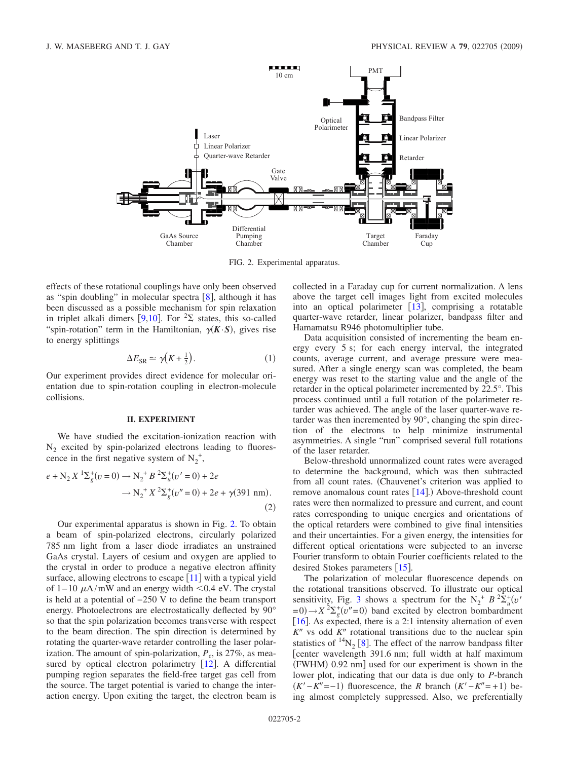FIG. 2. Experimental apparatus.

effects of these rotational couplings have only been observed as "spin doubling" in molecular spectra [8], although it has been discussed as a possible mechanism for spin relaxation in triplet alkali dimers [9,10]. For $^2\Sigma$ states, this so-called "spin-rotation" term in the Hamiltonian, $\gamma(\boldsymbol{K}\cdot\boldsymbol{S})$, gives rise to energy splittings

$$\Delta E_{\mathrm{SR}} \simeq \gamma\left(K+\tfrac{1}{2}\right). \tag{1}$$

Our experiment provides direct evidence for molecular orientation due to spin-rotation coupling in electron-molecule collisions.

## II. EXPERIMENT

We have studied the excitation-ionization reaction with $N_2$ excited by spin-polarized electrons leading to fluorescence in the first negative system of $N_2^+$,

$$\begin{aligned} e + \mathrm{N}_2\, X\,{}^1\Sigma_g^+(v=0) &\rightarrow \mathrm{N}_2^+\, B\,{}^2\Sigma_u^+(v'=0) + 2e \\ &\rightarrow \mathrm{N}_2^+\, X\,{}^2\Sigma_g^+(v''=0) + 2e + \gamma(391\text{ nm}). \end{aligned} \tag{2}$$

Our experimental apparatus is shown in Fig. 2. To obtain a beam of spin-polarized electrons, circularly polarized 785 nm light from a laser diode irradiates an unstrained GaAs crystal. Layers of cesium and oxygen are applied to the crystal in order to produce a negative electron affinity surface, allowing electrons to escape [11] with a typical yield of 1–10 $\mu$A/mW and an energy width <0.4 eV. The crystal is held at a potential of −250 V to define the beam transport energy. Photoelectrons are electrostatically deflected by 90° so that the spin polarization becomes transverse with respect to the beam direction. The spin direction is determined by rotating the quarter-wave retarder controlling the laser polarization. The amount of spin-polarization, $P_e$, is 27%, as measured by optical electron polarimetry [12]. A differential pumping region separates the field-free target gas cell from the source. The target potential is varied to change the interaction energy. Upon exiting the target, the electron beam is collected in a Faraday cup for current normalization. A lens above the target cell images light from excited molecules into an optical polarimeter [13], comprising a rotatable quarter-wave retarder, linear polarizer, bandpass filter and Hamamatsu R946 photomultiplier tube.

Data acquisition consisted of incrementing the beam energy every 5 s; for each energy interval, the integrated counts, average current, and average pressure were measured. After a single energy scan was completed, the beam energy was reset to the starting value and the angle of the retarder in the optical polarimeter incremented by 22.5°. This process continued until a full rotation of the polarimeter retarder was achieved. The angle of the laser quarter-wave retarder was then incremented by 90°, changing the spin direction of the electrons to help minimize instrumental asymmetries. A single "run" comprised several full rotations of the laser retarder.

Below-threshold unnormalized count rates were averaged to determine the background, which was then subtracted from all count rates. (Chauvenet's criterion was applied to remove anomalous count rates [14].) Above-threshold count rates were then normalized to pressure and current, and count rates corresponding to unique energies and orientations of the optical retarders were combined to give final intensities and their uncertainties. For a given energy, the intensities for different optical orientations were subjected to an inverse Fourier transform to obtain Fourier coefficients related to the desired Stokes parameters [15].

The polarization of molecular fluorescence depends on the rotational transitions observed. To illustrate our optical sensitivity, Fig. 3 shows a spectrum for the $\mathrm{N}_2^+\ B\,{}^2\Sigma_u^+(v'=0)\rightarrow X\,{}^2\Sigma_g^+(v''=0)$ band excited by electron bombardment [16]. As expected, there is a 2:1 intensity alternation of even $K''$ vs odd $K''$ rotational transitions due to the nuclear spin statistics of $^{14}\mathrm{N}_2$ [8]. The effect of the narrow bandpass filter [center wavelength 391.6 nm; full width at half maximum (FWHM) 0.92 nm] used for our experiment is shown in the lower plot, indicating that our data is due only to $P$-branch $(K'-K''=-1)$ fluorescence, the $R$ branch $(K'-K''=+1)$ being almost completely suppressed. Also, we preferentially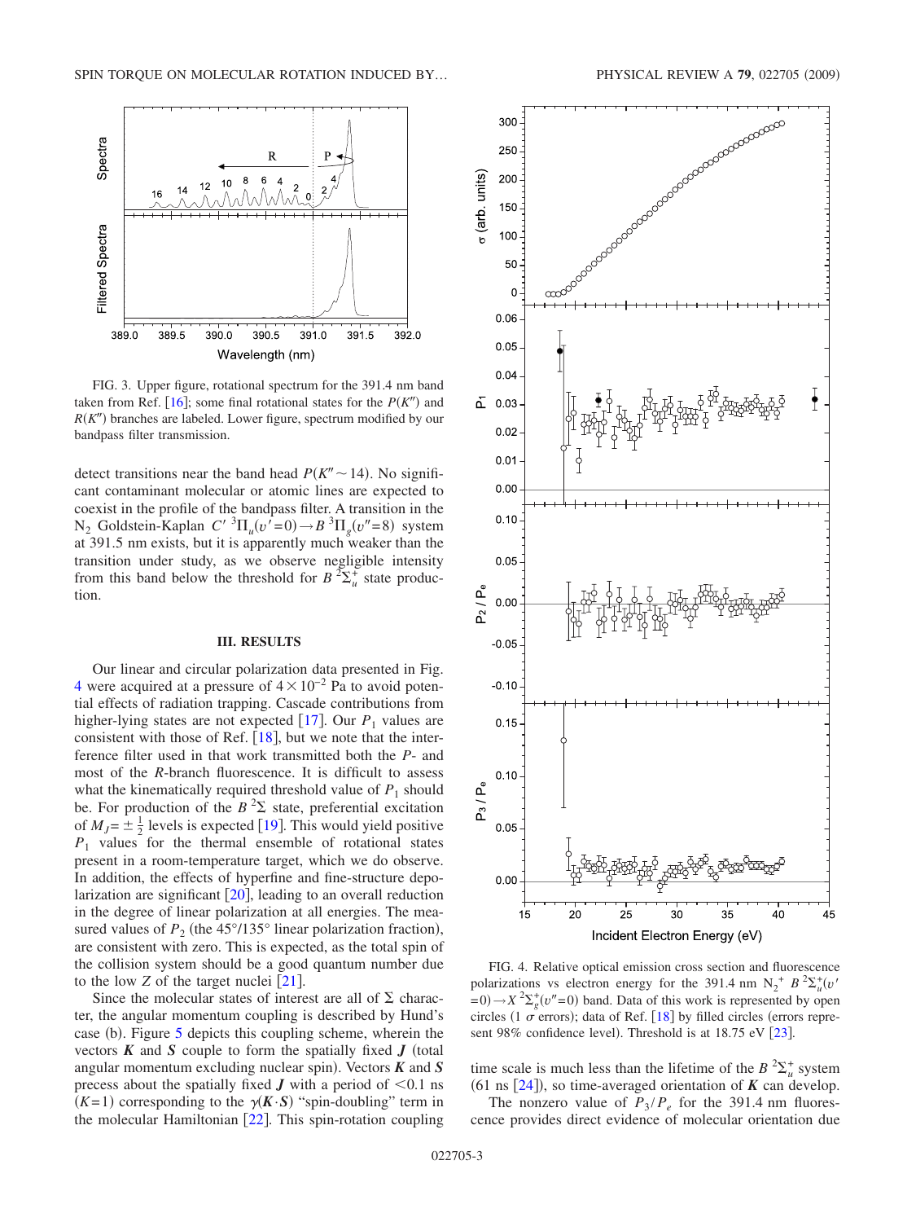FIG. 3. Upper figure, rotational spectrum for the 391.4 nm band taken from Ref. [16]; some final rotational states for the $P(K'')$ and $R(K'')$ branches are labeled. Lower figure, spectrum modified by our bandpass filter transmission.

detect transitions near the band head $P(K'' \sim 14)$. No significant contaminant molecular or atomic lines are expected to coexist in the profile of the bandpass filter. A transition in the $N_2$ Goldstein-Kaplan $C'\ {}^3\Pi_u(v'=0) \rightarrow B\ {}^3\Pi_g(v''=8)$ system at 391.5 nm exists, but it is apparently much weaker than the transition under study, as we observe negligible intensity from this band below the threshold for $B\ {}^2\Sigma_u^+$ state production.

### III. RESULTS

Our linear and circular polarization data presented in Fig. 4 were acquired at a pressure of $4 \times 10^{-2}$ Pa to avoid potential effects of radiation trapping. Cascade contributions from higher-lying states are not expected [17]. Our $P_1$ values are consistent with those of Ref. [18], but we note that the interference filter used in that work transmitted both the $P$- and most of the $R$-branch fluorescence. It is difficult to assess what the kinematically required threshold value of $P_1$ should be. For production of the $B\ {}^2\Sigma$ state, preferential excitation of $M_J = \pm\frac{1}{2}$ levels is expected [19]. This would yield positive $P_1$ values for the thermal ensemble of rotational states present in a room-temperature target, which we do observe. In addition, the effects of hyperfine and fine-structure depolarization are significant [20], leading to an overall reduction in the degree of linear polarization at all energies. The measured values of $P_2$ (the 45°/135° linear polarization fraction), are consistent with zero. This is expected, as the total spin of the collision system should be a good quantum number due to the low $Z$ of the target nuclei [21].

Since the molecular states of interest are all of $\Sigma$ character, the angular momentum coupling is described by Hund's case (b). Figure 5 depicts this coupling scheme, wherein the vectors $\boldsymbol{K}$ and $\boldsymbol{S}$ couple to form the spatially fixed $\boldsymbol{J}$ (total angular momentum excluding nuclear spin). Vectors $\boldsymbol{K}$ and $\boldsymbol{S}$ precess about the spatially fixed $\boldsymbol{J}$ with a period of $<0.1$ ns $(K=1)$ corresponding to the $\gamma(\boldsymbol{K} \cdot \boldsymbol{S})$ "spin-doubling" term in the molecular Hamiltonian [22]. This spin-rotation coupling time scale is much less than the lifetime of the $B\ {}^2\Sigma_u^+$ system (61 ns [24]), so time-averaged orientation of $\boldsymbol{K}$ can develop.

FIG. 4. Relative optical emission cross section and fluorescence polarizations vs electron energy for the 391.4 nm $N_2^+\ B\ {}^2\Sigma_u^+(v'=0) \rightarrow X\ {}^2\Sigma_g^+(v''=0)$ band. Data of this work is represented by open circles (1 $\sigma$ errors); data of Ref. [18] by filled circles (errors represent 98% confidence level). Threshold is at 18.75 eV [23].

The nonzero value of $P_3/P_e$ for the 391.4 nm fluorescence provides direct evidence of molecular orientation due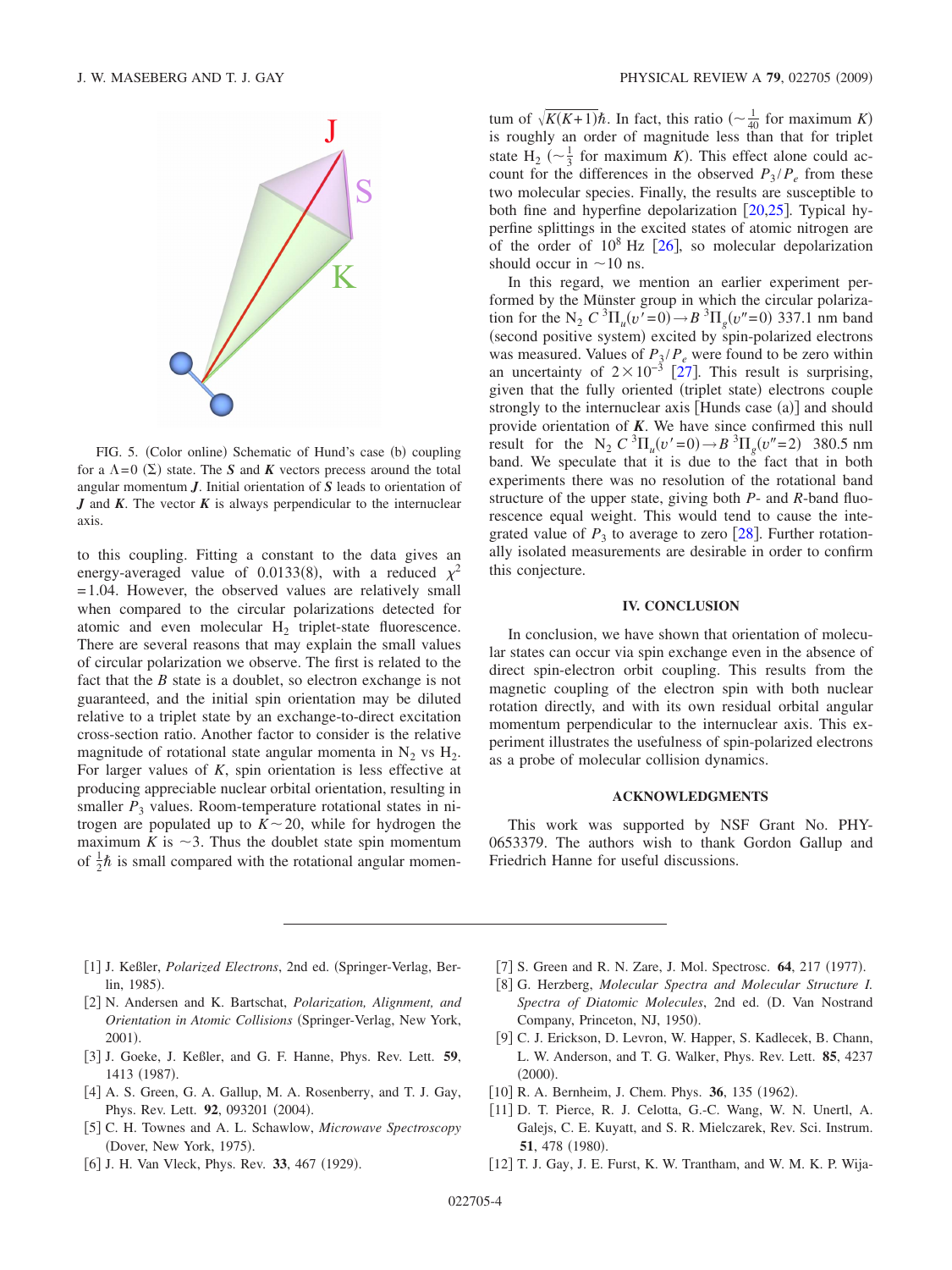FIG. 5. (Color online) Schematic of Hund's case (b) coupling for a $\Lambda=0$ ($\Sigma$) state. The $\boldsymbol{S}$ and $\boldsymbol{K}$ vectors precess around the total angular momentum $\boldsymbol{J}$. Initial orientation of $\boldsymbol{S}$ leads to orientation of $\boldsymbol{J}$ and $\boldsymbol{K}$. The vector $\boldsymbol{K}$ is always perpendicular to the internuclear axis.

to this coupling. Fitting a constant to the data gives an energy-averaged value of 0.0133(8), with a reduced $\chi^2 = 1.04$. However, the observed values are relatively small when compared to the circular polarizations detected for atomic and even molecular $H_2$ triplet-state fluorescence. There are several reasons that may explain the small values of circular polarization we observe. The first is related to the fact that the $B$ state is a doublet, so electron exchange is not guaranteed, and the initial spin orientation may be diluted relative to a triplet state by an exchange-to-direct excitation cross-section ratio. Another factor to consider is the relative magnitude of rotational state angular momenta in $N_2$ vs $H_2$. For larger values of $K$, spin orientation is less effective at producing appreciable nuclear orbital orientation, resulting in smaller $P_3$ values. Room-temperature rotational states in nitrogen are populated up to $K\sim 20$, while for hydrogen the maximum $K$ is $\sim 3$. Thus the doublet state spin momentum of $\frac{1}{2}\hbar$ is small compared with the rotational angular momentum of $\sqrt{K(K+1)}\hbar$. In fact, this ratio ($\sim\frac{1}{40}$ for maximum $K$) is roughly an order of magnitude less than that for triplet state $H_2$ ($\sim\frac{1}{3}$ for maximum $K$). This effect alone could account for the differences in the observed $P_3/P_e$ from these two molecular species. Finally, the results are susceptible to both fine and hyperfine depolarization [20,25]. Typical hyperfine splittings in the excited states of atomic nitrogen are of the order of $10^8$ Hz [26], so molecular depolarization should occur in $\sim 10$ ns.

In this regard, we mention an earlier experiment performed by the Münster group in which the circular polarization for the $N_2$ $C\,^3\Pi_u(v'=0)\rightarrow B\,^3\Pi_g(v''=0)$ 337.1 nm band (second positive system) excited by spin-polarized electrons was measured. Values of $P_3/P_e$ were found to be zero within an uncertainty of $2\times 10^{-3}$ [27]. This result is surprising, given that the fully oriented (triplet state) electrons couple strongly to the internuclear axis [Hunds case (a)] and should provide orientation of $\boldsymbol{K}$. We have since confirmed this null result for the $N_2$ $C\,^3\Pi_u(v'=0)\rightarrow B\,^3\Pi_g(v''=2)$ 380.5 nm band. We speculate that it is due to the fact that in both experiments there was no resolution of the rotational band structure of the upper state, giving both $P$- and $R$-band fluorescence equal weight. This would tend to cause the integrated value of $P_3$ to average to zero [28]. Further rotationally isolated measurements are desirable in order to confirm this conjecture.

## IV. CONCLUSION

In conclusion, we have shown that orientation of molecular states can occur via spin exchange even in the absence of direct spin-electron orbit coupling. This results from the magnetic coupling of the electron spin with both nuclear rotation directly, and with its own residual orbital angular momentum perpendicular to the internuclear axis. This experiment illustrates the usefulness of spin-polarized electrons as a probe of molecular collision dynamics.

## ACKNOWLEDGMENTS

This work was supported by NSF Grant No. PHY-0653379. The authors wish to thank Gordon Gallup and Friedrich Hanne for useful discussions.

---

[1] J. Keßler, *Polarized Electrons*, 2nd ed. (Springer-Verlag, Berlin, 1985).

[2] N. Andersen and K. Bartschat, *Polarization, Alignment, and Orientation in Atomic Collisions* (Springer-Verlag, New York, 2001).

[3] J. Goeke, J. Keßler, and G. F. Hanne, Phys. Rev. Lett. **59**, 1413 (1987).

[4] A. S. Green, G. A. Gallup, M. A. Rosenberry, and T. J. Gay, Phys. Rev. Lett. **92**, 093201 (2004).

[5] C. H. Townes and A. L. Schawlow, *Microwave Spectroscopy* (Dover, New York, 1975).

[6] J. H. Van Vleck, Phys. Rev. **33**, 467 (1929).

[7] S. Green and R. N. Zare, J. Mol. Spectrosc. **64**, 217 (1977).

[8] G. Herzberg, *Molecular Spectra and Molecular Structure I. Spectra of Diatomic Molecules*, 2nd ed. (D. Van Nostrand Company, Princeton, NJ, 1950).

[9] C. J. Erickson, D. Levron, W. Happer, S. Kadlecek, B. Chann, L. W. Anderson, and T. G. Walker, Phys. Rev. Lett. **85**, 4237 (2000).

[10] R. A. Bernheim, J. Chem. Phys. **36**, 135 (1962).

[11] D. T. Pierce, R. J. Celotta, G.-C. Wang, W. N. Unertl, A. Galejs, C. E. Kuyatt, and S. R. Mielczarek, Rev. Sci. Instrum. **51**, 478 (1980).

[12] T. J. Gay, J. E. Furst, K. W. Trantham, and W. M. K. P. Wija-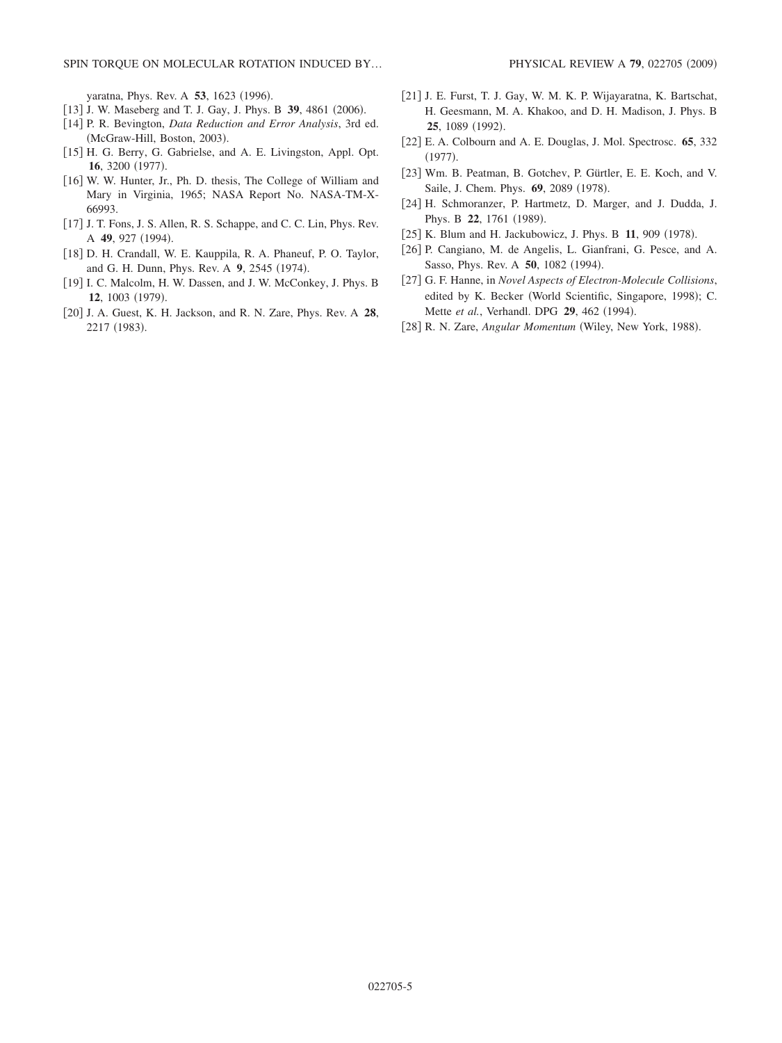yaratna, Phys. Rev. A **53**, 1623 (1996).

[13] J. W. Maseberg and T. J. Gay, J. Phys. B **39**, 4861 (2006).

[14] P. R. Bevington, *Data Reduction and Error Analysis*, 3rd ed. (McGraw-Hill, Boston, 2003).

[15] H. G. Berry, G. Gabrielse, and A. E. Livingston, Appl. Opt. **16**, 3200 (1977).

[16] W. W. Hunter, Jr., Ph. D. thesis, The College of William and Mary in Virginia, 1965; NASA Report No. NASA-TM-X-66993.

[17] J. T. Fons, J. S. Allen, R. S. Schappe, and C. C. Lin, Phys. Rev. A **49**, 927 (1994).

[18] D. H. Crandall, W. E. Kauppila, R. A. Phaneuf, P. O. Taylor, and G. H. Dunn, Phys. Rev. A **9**, 2545 (1974).

[19] I. C. Malcolm, H. W. Dassen, and J. W. McConkey, J. Phys. B **12**, 1003 (1979).

[20] J. A. Guest, K. H. Jackson, and R. N. Zare, Phys. Rev. A **28**, 2217 (1983).

[21] J. E. Furst, T. J. Gay, W. M. K. P. Wijayaratna, K. Bartschat, H. Geesmann, M. A. Khakoo, and D. H. Madison, J. Phys. B **25**, 1089 (1992).

[22] E. A. Colbourn and A. E. Douglas, J. Mol. Spectrosc. **65**, 332 (1977).

[23] Wm. B. Peatman, B. Gotchev, P. Gürtler, E. E. Koch, and V. Saile, J. Chem. Phys. **69**, 2089 (1978).

[24] H. Schmoranzer, P. Hartmetz, D. Marger, and J. Dudda, J. Phys. B **22**, 1761 (1989).

[25] K. Blum and H. Jackubowicz, J. Phys. B **11**, 909 (1978).

[26] P. Cangiano, M. de Angelis, L. Gianfrani, G. Pesce, and A. Sasso, Phys. Rev. A **50**, 1082 (1994).

[27] G. F. Hanne, in *Novel Aspects of Electron-Molecule Collisions*, edited by K. Becker (World Scientific, Singapore, 1998); C. Mette *et al.*, Verhandl. DPG **29**, 462 (1994).

[28] R. N. Zare, *Angular Momentum* (Wiley, New York, 1988).